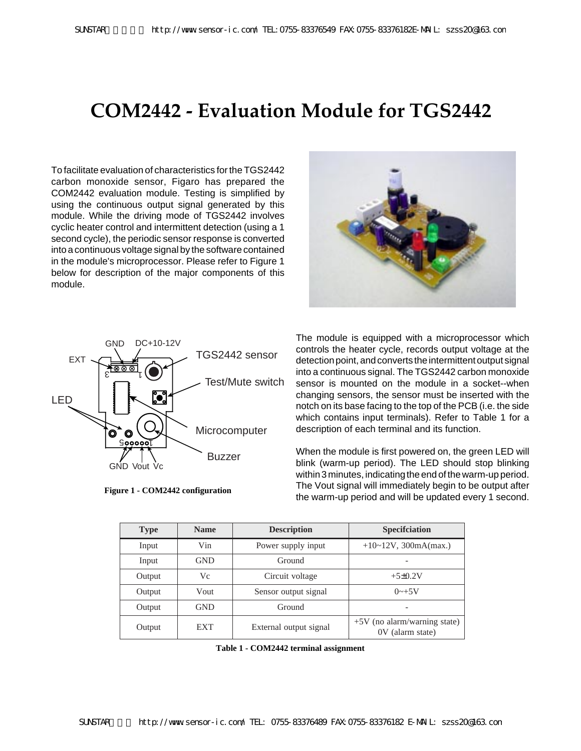# COM2442 - Evaluation Module for TGS2442

To facilitate evaluation of characteristics for the TGS2442 carbon monoxide sensor, Figaro has prepared the COM2442 evaluation module. Testing is simplified by using the continuous output signal generated by this module. While the driving mode of TGS2442 involves cyclic heater control and intermittent detection (using a 1 second cycle), the periodic sensor response is converted into a continuous voltage signal by the software contained in the module's microprocessor. Please refer to Figure 1 below for description of the major components of this module.

GND DC+10-12V
EXT
TGS2442 sensor
Test/Mute switch
LED
Microcomputer
Buzzer
GND Vout Vc

**Figure 1 - COM2442 configuration**

The module is equipped with a microprocessor which controls the heater cycle, records output voltage at the detection point, and converts the intermittent output signal into a continuous signal. The TGS2442 carbon monoxide sensor is mounted on the module in a socket--when changing sensors, the sensor must be inserted with the notch on its base facing to the top of the PCB (i.e. the side which contains input terminals). Refer to Table 1 for a description of each terminal and its function.

When the module is first powered on, the green LED will blink (warm-up period). The LED should stop blinking within 3 minutes, indicating the end of the warm-up period. The Vout signal will immediately begin to be output after the warm-up period and will be updated every 1 second.

| Type | Name | Description | Specifciation |
|---|---|---|---|
| Input | Vin | Power supply input | +10~12V, 300mA(max.) |
| Input | GND | Ground | - |
| Output | Vc | Circuit voltage | +5±0.2V |
| Output | Vout | Sensor output signal | 0~+5V |
| Output | GND | Ground | - |
| Output | EXT | External output signal | +5V (no alarm/warning state)<br>0V (alarm state) |

**Table 1 - COM2442 terminal assignment**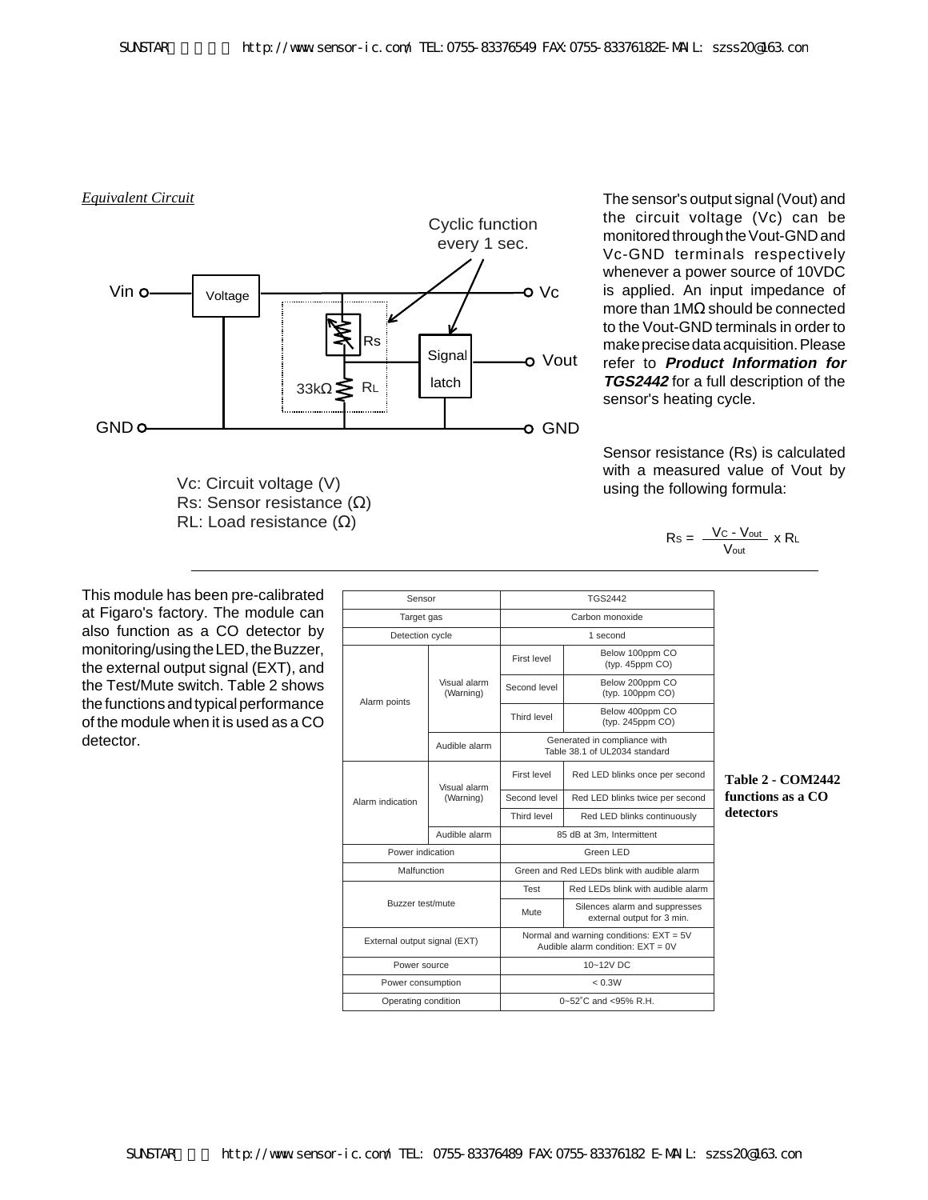*Equivalent Circuit*

Vin
Voltage
Cyclic function every 1 sec.
Vc
Rs
Signal latch
Vout
33kΩ RL
GND
GND

Vc: Circuit voltage (V)
Rs: Sensor resistance (Ω)
RL: Load resistance (Ω)

The sensor's output signal (Vout) and the circuit voltage (Vc) can be monitored through the Vout-GND and Vc-GND terminals respectively whenever a power source of 10VDC is applied. An input impedance of more than 1MΩ should be connected to the Vout-GND terminals in order to make precise data acquisition. Please refer to ***Product Information for TGS2442*** for a full description of the sensor's heating cycle.

Sensor resistance (Rs) is calculated with a measured value of Vout by using the following formula:

$$R_S = \frac{V_C - V_{out}}{V_{out}} \times R_L$$

This module has been pre-calibrated at Figaro's factory. The module can also function as a CO detector by monitoring/using the LED, the Buzzer, the external output signal (EXT), and the Test/Mute switch. Table 2 shows the functions and typical performance of the module when it is used as a CO detector.

| | | | |
|---|---|---|---|
| Sensor | | TGS2442 | |
| Target gas | | Carbon monoxide | |
| Detection cycle | | 1 second | |
| Alarm points | Visual alarm (Warning) | First level | Below 100ppm CO (typ. 45ppm CO) |
| | | Second level | Below 200ppm CO (typ. 100ppm CO) |
| | | Third level | Below 400ppm CO (typ. 245ppm CO) |
| | Audible alarm | Generated in compliance with Table 38.1 of UL2034 standard | |
| Alarm indication | Visual alarm (Warning) | First level | Red LED blinks once per second |
| | | Second level | Red LED blinks twice per second |
| | | Third level | Red LED blinks continuously |
| | Audible alarm | 85 dB at 3m, Intermittent | |
| Power indication | | Green LED | |
| Malfunction | | Green and Red LEDs blink with audible alarm | |
| Buzzer test/mute | | Test | Red LEDs blink with audible alarm |
| | | Mute | Silences alarm and suppresses external output for 3 min. |
| External output signal (EXT) | | Normal and warning conditions: EXT = 5V Audible alarm condition: EXT = 0V | |
| Power source | | 10~12V DC | |
| Power consumption | | < 0.3W | |
| Operating condition | | 0~52˚C and <95% R.H. | |

**Table 2 - COM2442 functions as a CO detectors**